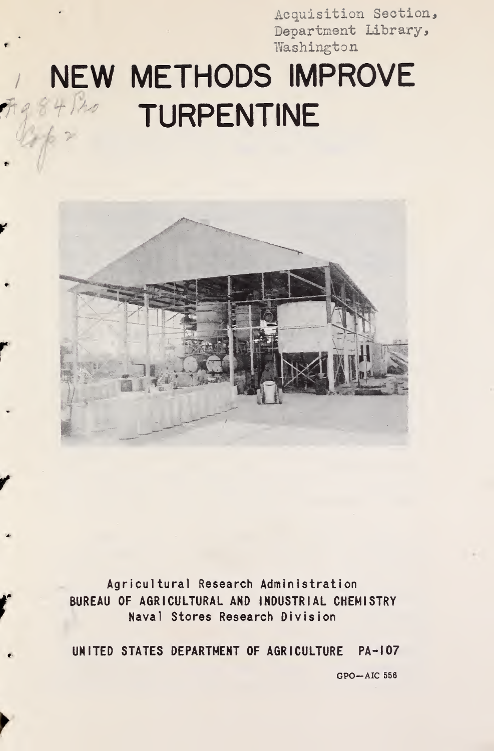Acquisition Section,
Department Library,
Washington

# NEW METHODS IMPROVE TURPENTINE

Agricultural Research Administration
**BUREAU OF AGRICULTURAL AND INDUSTRIAL CHEMISTRY**
Naval Stores Research Division

**UNITED STATES DEPARTMENT OF AGRICULTURE PA-107**

GPO—AIC 556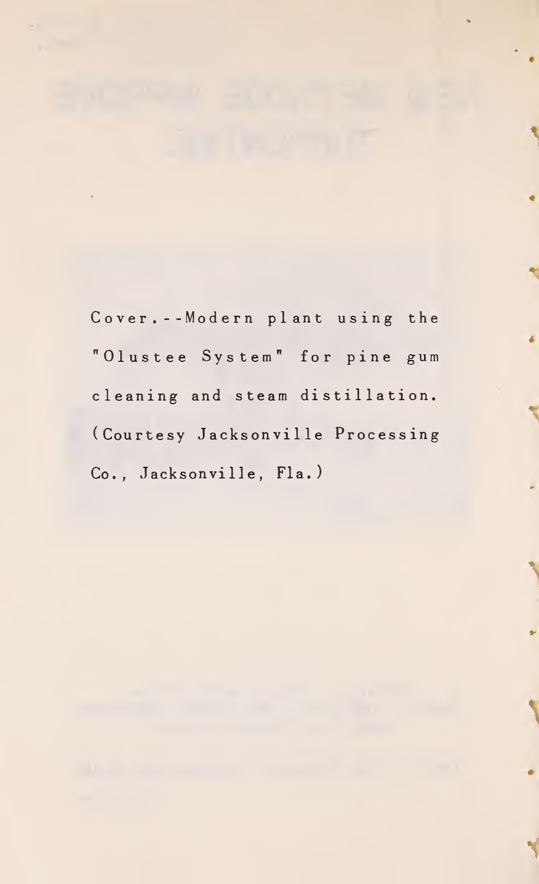Cover.--Modern plant using the "Olustee System" for pine gum cleaning and steam distillation. (Courtesy Jacksonville Processing Co., Jacksonville, Fla.)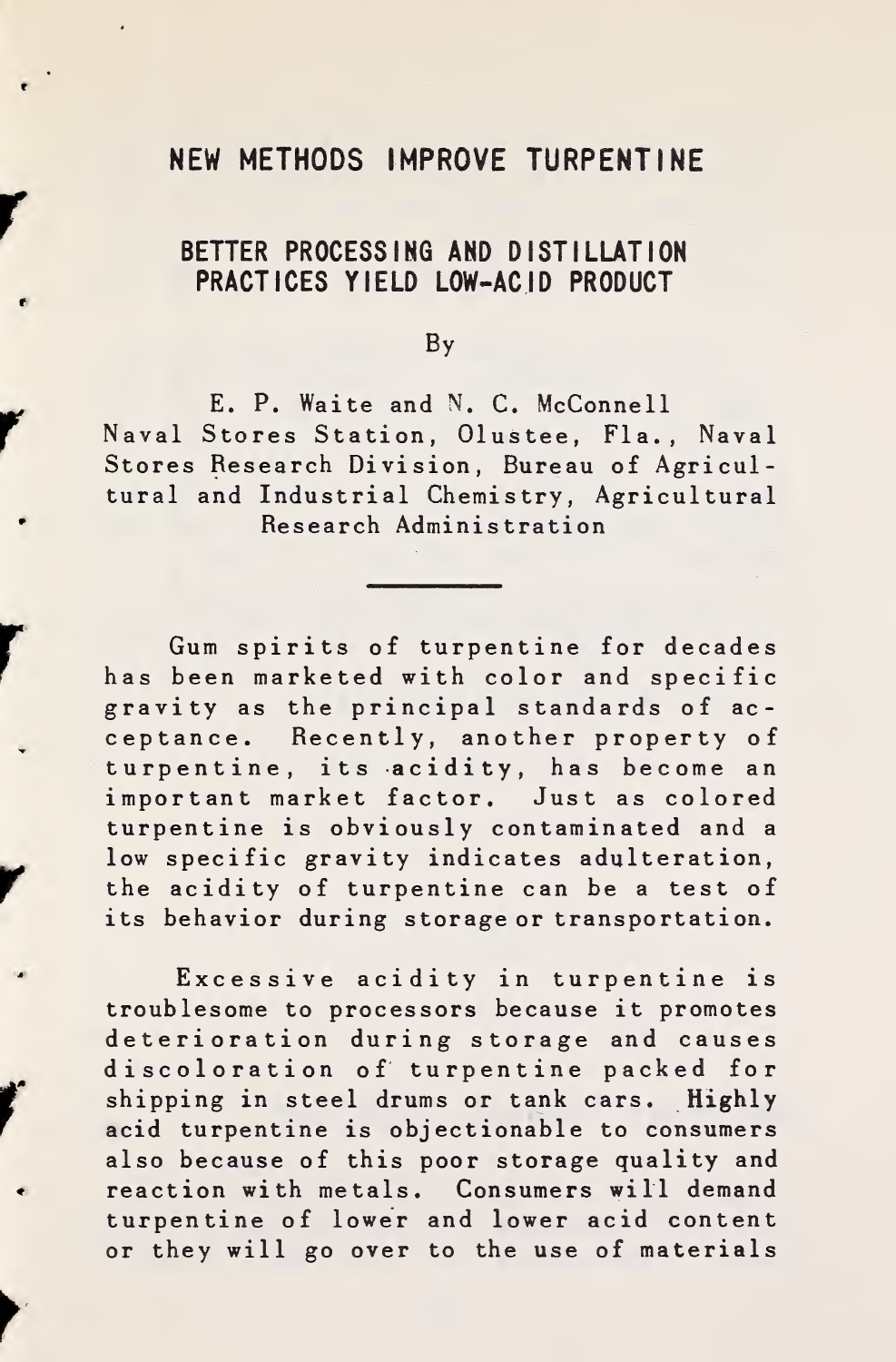# NEW METHODS IMPROVE TURPENTINE

## BETTER PROCESSING AND DISTILLATION PRACTICES YIELD LOW-ACID PRODUCT

By

E. P. Waite and N. C. McConnell
Naval Stores Station, Olustee, Fla., Naval Stores Research Division, Bureau of Agricultural and Industrial Chemistry, Agricultural Research Administration

---

Gum spirits of turpentine for decades has been marketed with color and specific gravity as the principal standards of acceptance. Recently, another property of turpentine, its acidity, has become an important market factor. Just as colored turpentine is obviously contaminated and a low specific gravity indicates adulteration, the acidity of turpentine can be a test of its behavior during storage or transportation.

Excessive acidity in turpentine is troublesome to processors because it promotes deterioration during storage and causes discoloration of turpentine packed for shipping in steel drums or tank cars. Highly acid turpentine is objectionable to consumers also because of this poor storage quality and reaction with metals. Consumers will demand turpentine of lower and lower acid content or they will go over to the use of materials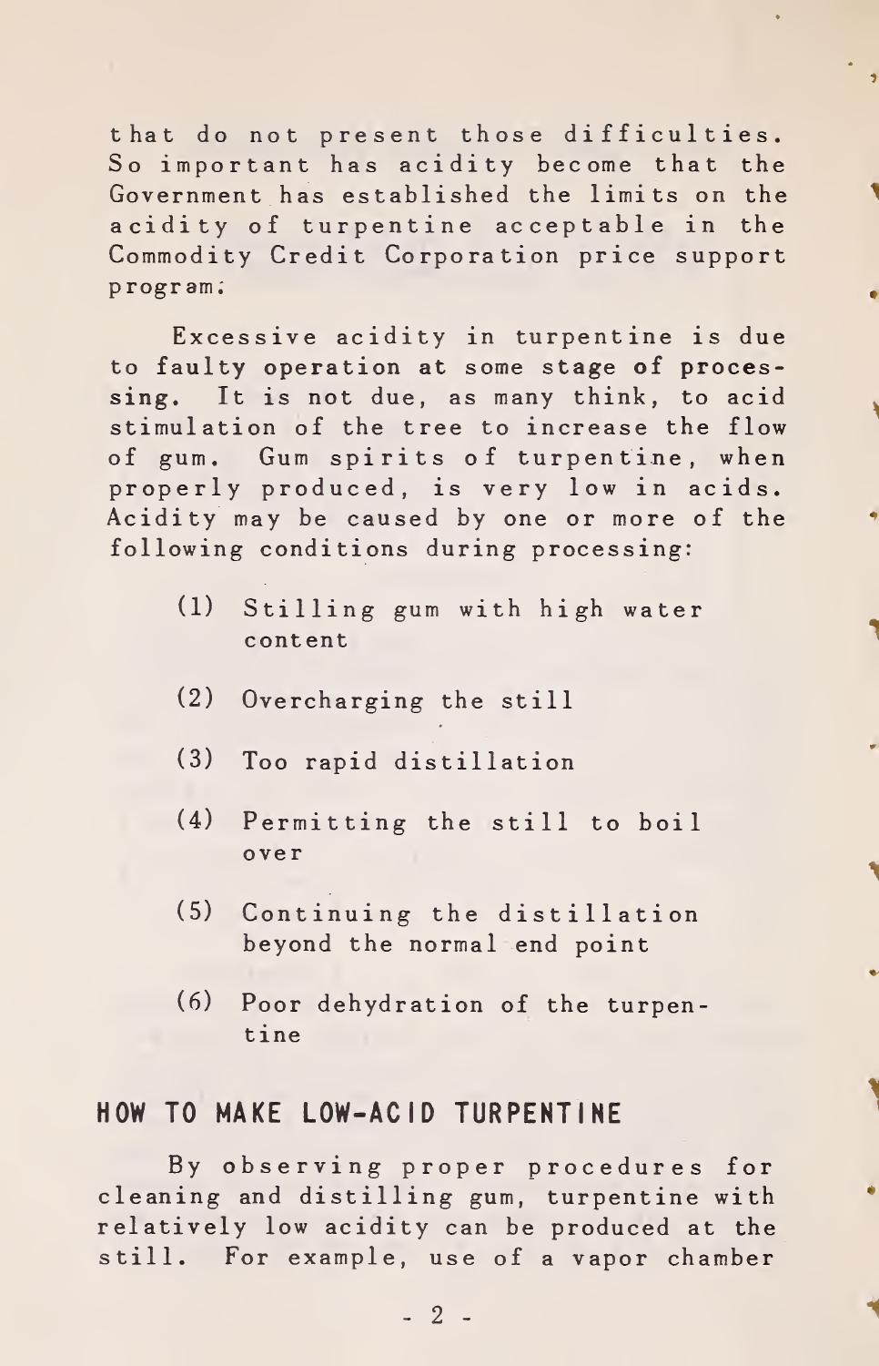that do not present those difficulties. So important has acidity become that the Government has established the limits on the acidity of turpentine acceptable in the Commodity Credit Corporation price support program.

Excessive acidity in turpentine is due to faulty operation at some stage of processing. It is not due, as many think, to acid stimulation of the tree to increase the flow of gum. Gum spirits of turpentine, when properly produced, is very low in acids. Acidity may be caused by one or more of the following conditions during processing:

(1) Stilling gum with high water content

(2) Overcharging the still

(3) Too rapid distillation

(4) Permitting the still to boil over

(5) Continuing the distillation beyond the normal end point

(6) Poor dehydration of the turpentine

## HOW TO MAKE LOW-ACID TURPENTINE

By observing proper procedures for cleaning and distilling gum, turpentine with relatively low acidity can be produced at the still. For example, use of a vapor chamber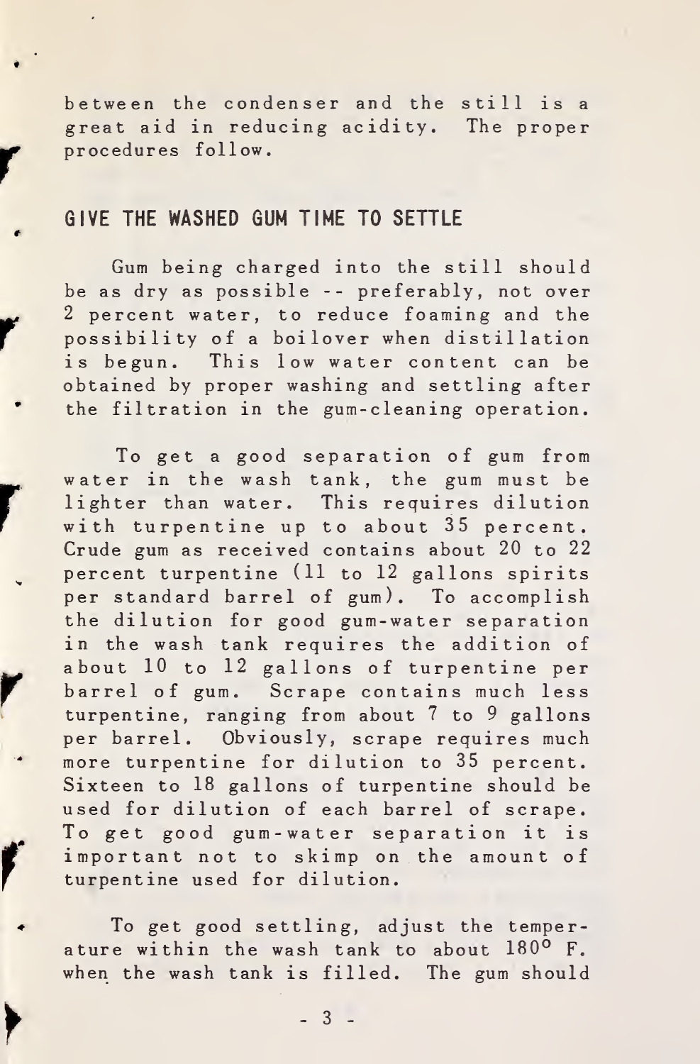between the condenser and the still is a great aid in reducing acidity. The proper procedures follow.

## GIVE THE WASHED GUM TIME TO SETTLE

Gum being charged into the still should be as dry as possible -- preferably, not over 2 percent water, to reduce foaming and the possibility of a boilover when distillation is begun. This low water content can be obtained by proper washing and settling after the filtration in the gum-cleaning operation.

To get a good separation of gum from water in the wash tank, the gum must be lighter than water. This requires dilution with turpentine up to about 35 percent. Crude gum as received contains about 20 to 22 percent turpentine (11 to 12 gallons spirits per standard barrel of gum). To accomplish the dilution for good gum-water separation in the wash tank requires the addition of about 10 to 12 gallons of turpentine per barrel of gum. Scrape contains much less turpentine, ranging from about 7 to 9 gallons per barrel. Obviously, scrape requires much more turpentine for dilution to 35 percent. Sixteen to 18 gallons of turpentine should be used for dilution of each barrel of scrape. To get good gum-water separation it is important not to skimp on the amount of turpentine used for dilution.

To get good settling, adjust the temperature within the wash tank to about 180° F. when the wash tank is filled. The gum should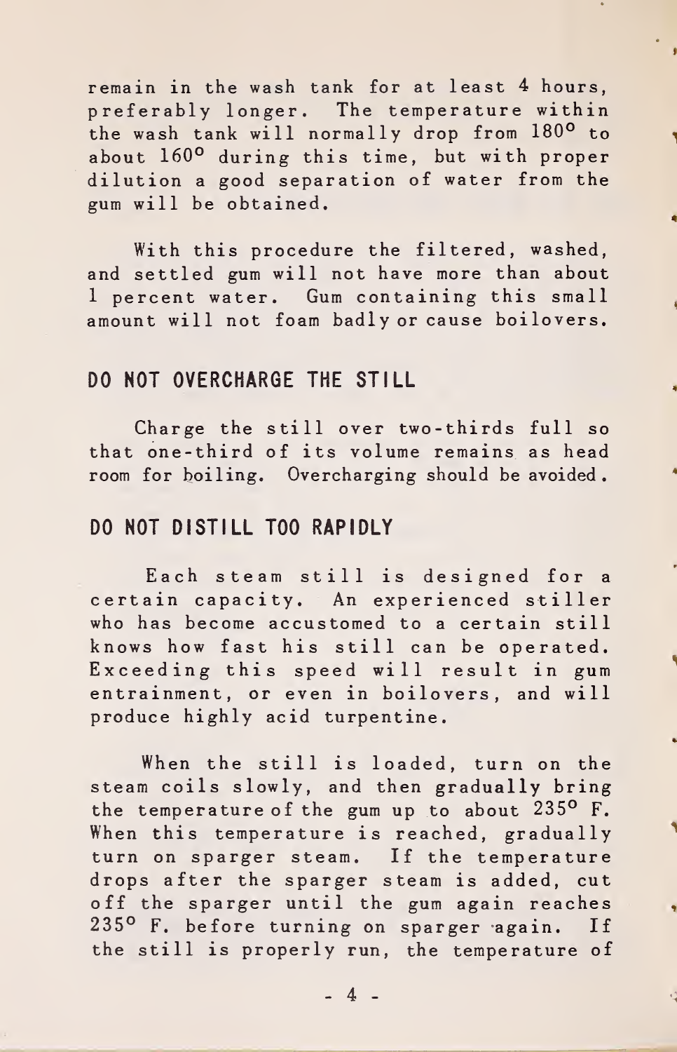remain in the wash tank for at least 4 hours, preferably longer. The temperature within the wash tank will normally drop from 180° to about 160° during this time, but with proper dilution a good separation of water from the gum will be obtained.

With this procedure the filtered, washed, and settled gum will not have more than about 1 percent water. Gum containing this small amount will not foam badly or cause boilovers.

## DO NOT OVERCHARGE THE STILL

Charge the still over two-thirds full so that one-third of its volume remains as head room for boiling. Overcharging should be avoided.

## DO NOT DISTILL TOO RAPIDLY

Each steam still is designed for a certain capacity. An experienced stiller who has become accustomed to a certain still knows how fast his still can be operated. Exceeding this speed will result in gum entrainment, or even in boilovers, and will produce highly acid turpentine.

When the still is loaded, turn on the steam coils slowly, and then gradually bring the temperature of the gum up to about 235° F. When this temperature is reached, gradually turn on sparger steam. If the temperature drops after the sparger steam is added, cut off the sparger until the gum again reaches 235° F. before turning on sparger again. If the still is properly run, the temperature of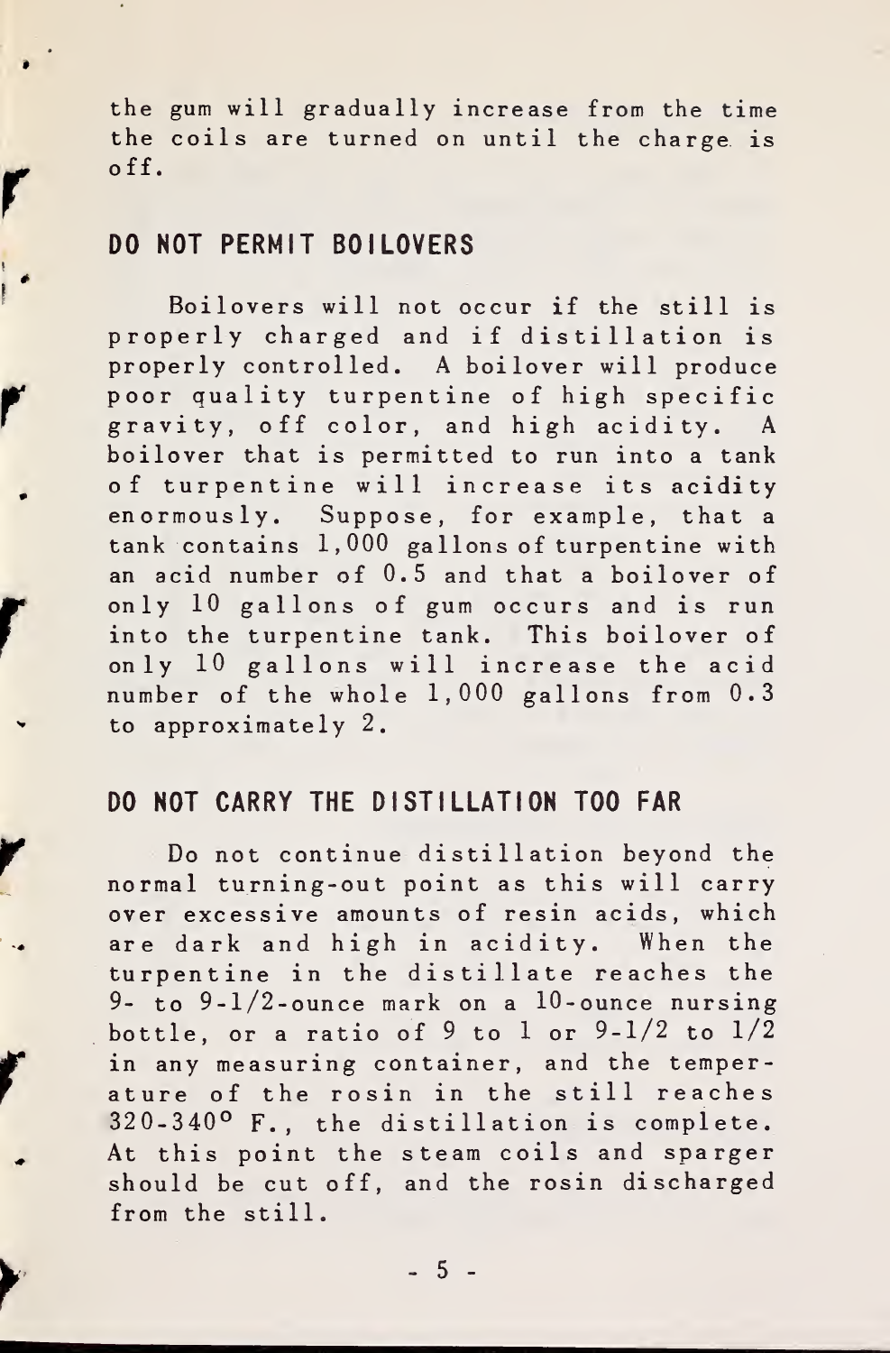the gum will gradually increase from the time the coils are turned on until the charge is off.

## DO NOT PERMIT BOILOVERS

Boilovers will not occur if the still is properly charged and if distillation is properly controlled. A boilover will produce poor quality turpentine of high specific gravity, off color, and high acidity. A boilover that is permitted to run into a tank of turpentine will increase its acidity enormously. Suppose, for example, that a tank contains 1,000 gallons of turpentine with an acid number of 0.5 and that a boilover of only 10 gallons of gum occurs and is run into the turpentine tank. This boilover of only 10 gallons will increase the acid number of the whole 1,000 gallons from 0.3 to approximately 2.

## DO NOT CARRY THE DISTILLATION TOO FAR

Do not continue distillation beyond the normal turning-out point as this will carry over excessive amounts of resin acids, which are dark and high in acidity. When the turpentine in the distillate reaches the 9- to 9-1/2-ounce mark on a 10-ounce nursing bottle, or a ratio of 9 to 1 or 9-1/2 to 1/2 in any measuring container, and the temperature of the rosin in the still reaches 320-340° F., the distillation is complete. At this point the steam coils and sparger should be cut off, and the rosin discharged from the still.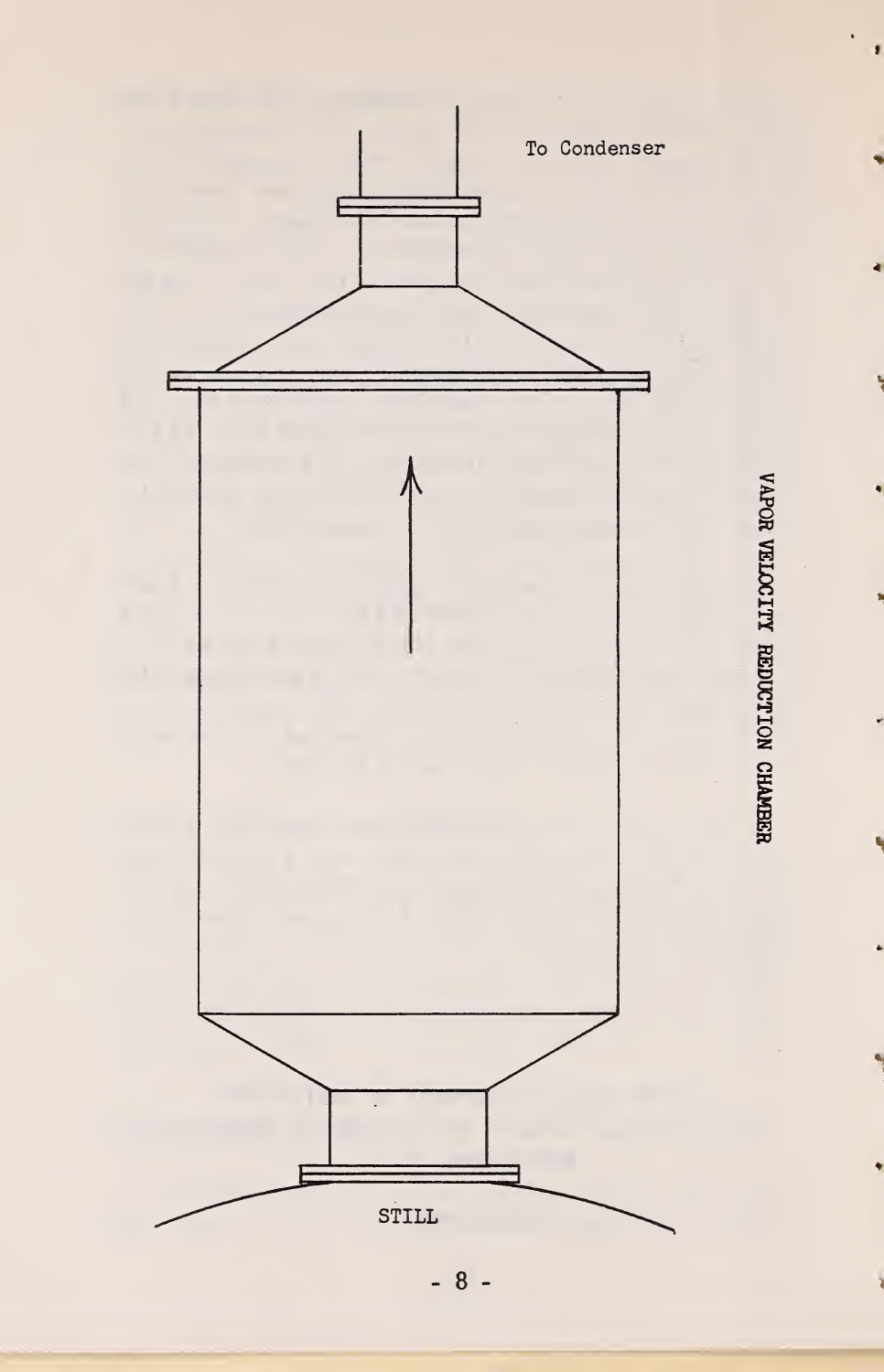To Condenser

VAPOR VELOCITY REDUCTION CHAMBER

STILL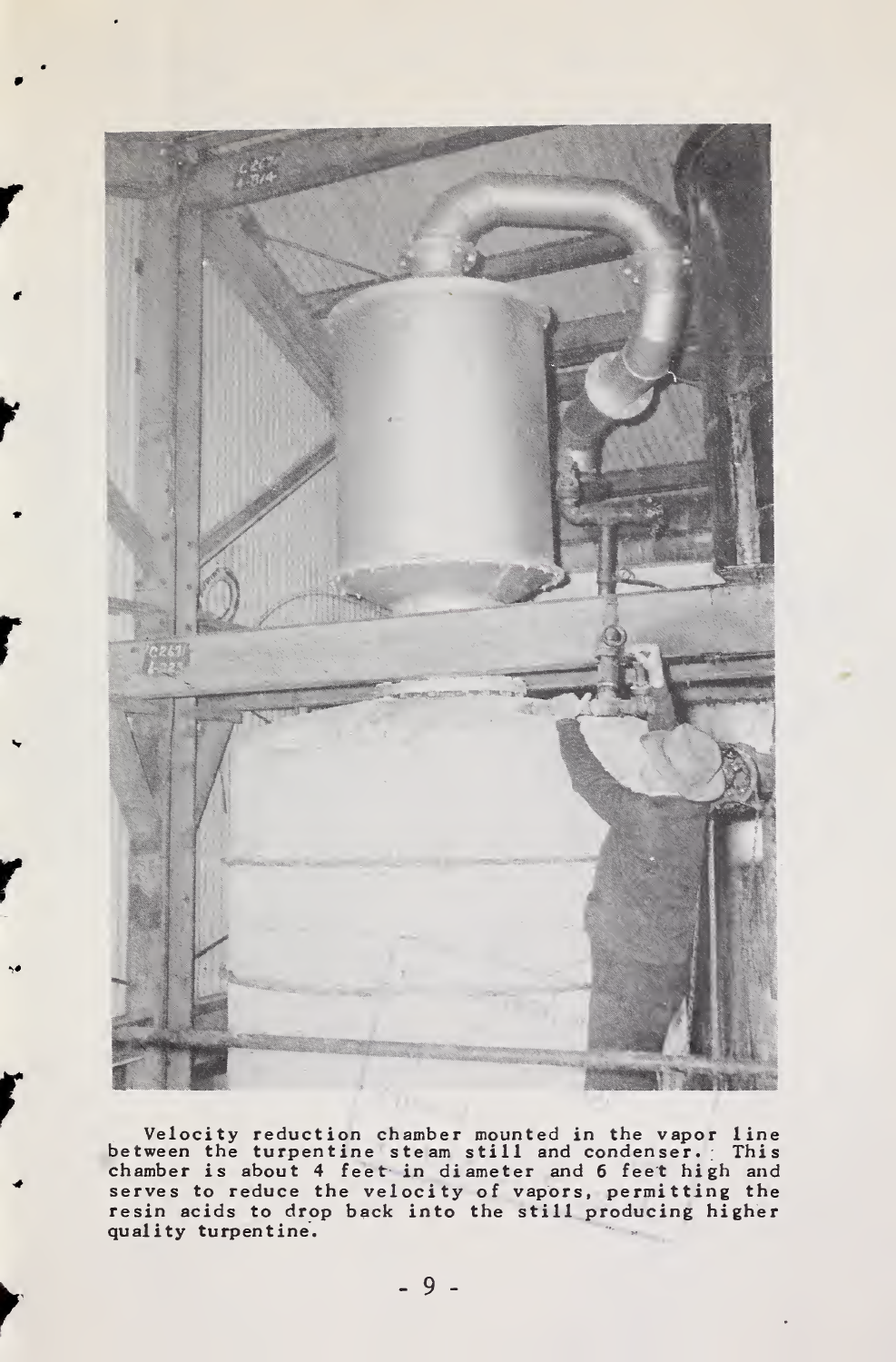Velocity reduction chamber mounted in the vapor line between the turpentine steam still and condenser. This chamber is about 4 feet in diameter and 6 feet high and serves to reduce the velocity of vapors, permitting the resin acids to drop back into the still producing higher quality turpentine.